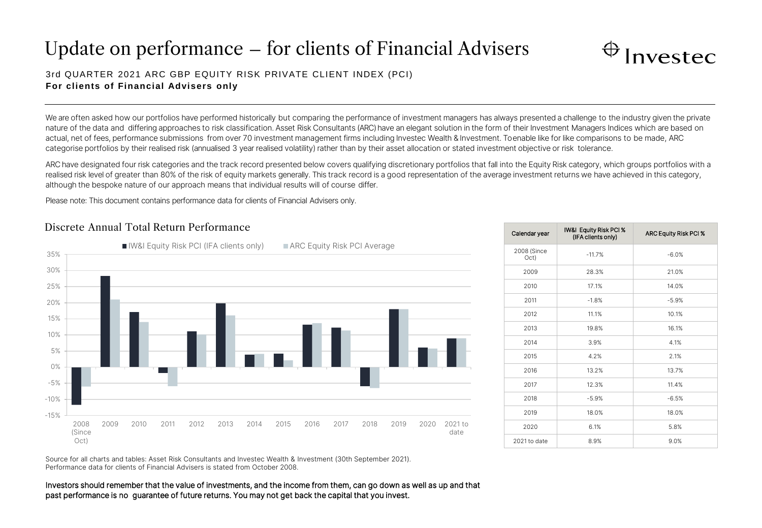# Update on performance – for clients of Financial Advisers

Investec

3rd QUARTER 2021 ARC GBP EQUITY RISK PRIVATE CLIENT INDEX (PCI)

**For clients of Financial Advisers only**

We are often asked how our portfolios have performed historically but comparing the performance of investment managers has always presented a challenge to the industry given the private nature of the data and differing approaches to risk classification. Asset Risk Consultants (ARC) have an elegant solution in the form of their Investment Managers Indices which are based on actual, net of fees, performance submissions from over 70 investment management firms including Investec Wealth & Investment. To enable like for like comparisons to be made, ARC categorise portfolios by their realised risk (annualised 3 year realised volatility) rather than by their asset allocation or stated investment objective or risk tolerance.

ARC have designated four risk categories and the track record presented below covers qualifying discretionary portfolios that fall into the Equity Risk category, which groups portfolios with a realised risk level of greater than 80% of the risk of equity markets generally. This track record is a good representation of the average investment returns we have achieved in this category, although the bespoke nature of our approach means that individual results will of course differ.

Please note: This document contains performance data for clients of Financial Advisers only.

## Discrete Annual Total Return Performance

| Calendar year | IW&I Equity Risk PCI % (IFA clients only) | ARC Equity Risk PCI % |
|---|---|---|
| 2008 (Since Oct) | -11.7% | -6.0% |
| 2009 | 28.3% | 21.0% |
| 2010 | 17.1% | 14.0% |
| 2011 | -1.8% | -5.9% |
| 2012 | 11.1% | 10.1% |
| 2013 | 19.8% | 16.1% |
| 2014 | 3.9% | 4.1% |
| 2015 | 4.2% | 2.1% |
| 2016 | 13.2% | 13.7% |
| 2017 | 12.3% | 11.4% |
| 2018 | -5.9% | -6.5% |
| 2019 | 18.0% | 18.0% |
| 2020 | 6.1% | 5.8% |
| 2021 to date | 8.9% | 9.0% |

Source for all charts and tables: Asset Risk Consultants and Investec Wealth & Investment (30th September 2021).
Performance data for clients of Financial Advisers is stated from October 2008.

Investors should remember that the value of investments, and the income from them, can go down as well as up and that past performance is no guarantee of future returns. You may not get back the capital that you invest.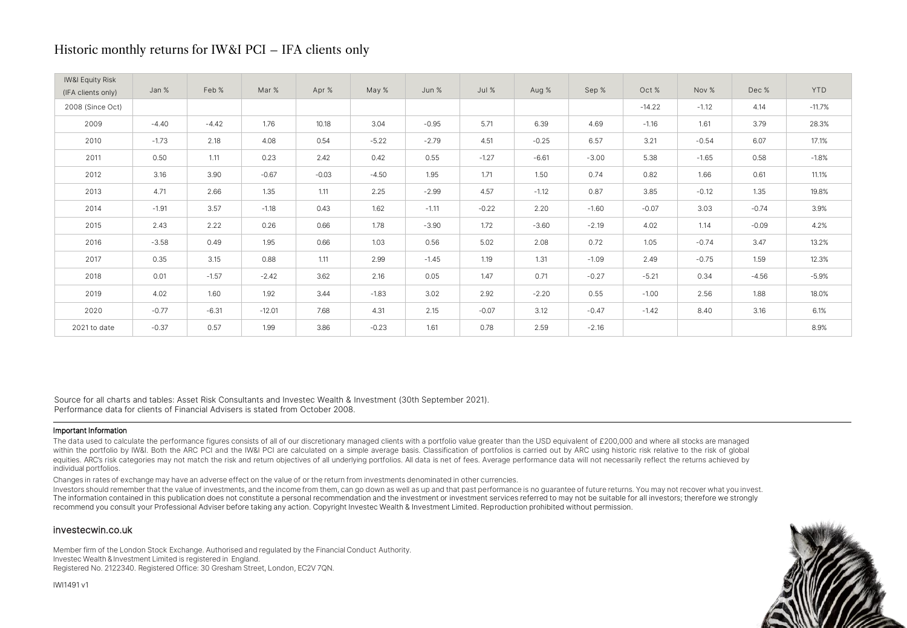# Historic monthly returns for IW&I PCI – IFA clients only

| IW&I Equity Risk (IFA clients only) | Jan % | Feb % | Mar % | Apr % | May % | Jun % | Jul % | Aug % | Sep % | Oct % | Nov % | Dec % | YTD |
|---|---|---|---|---|---|---|---|---|---|---|---|---|---|
| 2008 (Since Oct) | | | | | | | | | | -14.22 | -1.12 | 4.14 | -11.7% |
| 2009 | -4.40 | -4.42 | 1.76 | 10.18 | 3.04 | -0.95 | 5.71 | 6.39 | 4.69 | -1.16 | 1.61 | 3.79 | 28.3% |
| 2010 | -1.73 | 2.18 | 4.08 | 0.54 | -5.22 | -2.79 | 4.51 | -0.25 | 6.57 | 3.21 | -0.54 | 6.07 | 17.1% |
| 2011 | 0.50 | 1.11 | 0.23 | 2.42 | 0.42 | 0.55 | -1.27 | -6.61 | -3.00 | 5.38 | -1.65 | 0.58 | -1.8% |
| 2012 | 3.16 | 3.90 | -0.67 | -0.03 | -4.50 | 1.95 | 1.71 | 1.50 | 0.74 | 0.82 | 1.66 | 0.61 | 11.1% |
| 2013 | 4.71 | 2.66 | 1.35 | 1.11 | 2.25 | -2.99 | 4.57 | -1.12 | 0.87 | 3.85 | -0.12 | 1.35 | 19.8% |
| 2014 | -1.91 | 3.57 | -1.18 | 0.43 | 1.62 | -1.11 | -0.22 | 2.20 | -1.60 | -0.07 | 3.03 | -0.74 | 3.9% |
| 2015 | 2.43 | 2.22 | 0.26 | 0.66 | 1.78 | -3.90 | 1.72 | -3.60 | -2.19 | 4.02 | 1.14 | -0.09 | 4.2% |
| 2016 | -3.58 | 0.49 | 1.95 | 0.66 | 1.03 | 0.56 | 5.02 | 2.08 | 0.72 | 1.05 | -0.74 | 3.47 | 13.2% |
| 2017 | 0.35 | 3.15 | 0.88 | 1.11 | 2.99 | -1.45 | 1.19 | 1.31 | -1.09 | 2.49 | -0.75 | 1.59 | 12.3% |
| 2018 | 0.01 | -1.57 | -2.42 | 3.62 | 2.16 | 0.05 | 1.47 | 0.71 | -0.27 | -5.21 | 0.34 | -4.56 | -5.9% |
| 2019 | 4.02 | 1.60 | 1.92 | 3.44 | -1.83 | 3.02 | 2.92 | -2.20 | 0.55 | -1.00 | 2.56 | 1.88 | 18.0% |
| 2020 | -0.77 | -6.31 | -12.01 | 7.68 | 4.31 | 2.15 | -0.07 | 3.12 | -0.47 | -1.42 | 8.40 | 3.16 | 6.1% |
| 2021 to date | -0.37 | 0.57 | 1.99 | 3.86 | -0.23 | 1.61 | 0.78 | 2.59 | -2.16 | | | | 8.9% |

Source for all charts and tables: Asset Risk Consultants and Investec Wealth & Investment (30th September 2021).
Performance data for clients of Financial Advisers is stated from October 2008.

**Important Information**

The data used to calculate the performance figures consists of all of our discretionary managed clients with a portfolio value greater than the USD equivalent of £200,000 and where all stocks are managed within the portfolio by IW&I. Both the ARC PCI and the IW&I PCI are calculated on a simple average basis. Classification of portfolios is carried out by ARC using historic risk relative to the risk of global equities. ARC's risk categories may not match the risk and return objectives of all underlying portfolios. All data is net of fees. Average performance data will not necessarily reflect the returns achieved by individual portfolios.

Changes in rates of exchange may have an adverse effect on the value of or the return from investments denominated in other currencies.

Investors should remember that the value of investments, and the income from them, can go down as well as up and that past performance is no guarantee of future returns. You may not recover what you invest. The information contained in this publication does not constitute a personal recommendation and the investment or investment services referred to may not be suitable for all investors; therefore we strongly recommend you consult your Professional Adviser before taking any action. Copyright Investec Wealth & Investment Limited. Reproduction prohibited without permission.

## investecwin.co.uk

Member firm of the London Stock Exchange. Authorised and regulated by the Financial Conduct Authority.
Investec Wealth & Investment Limited is registered in England.
Registered No. 2122340. Registered Office: 30 Gresham Street, London, EC2V 7QN.

IWI1491 v1